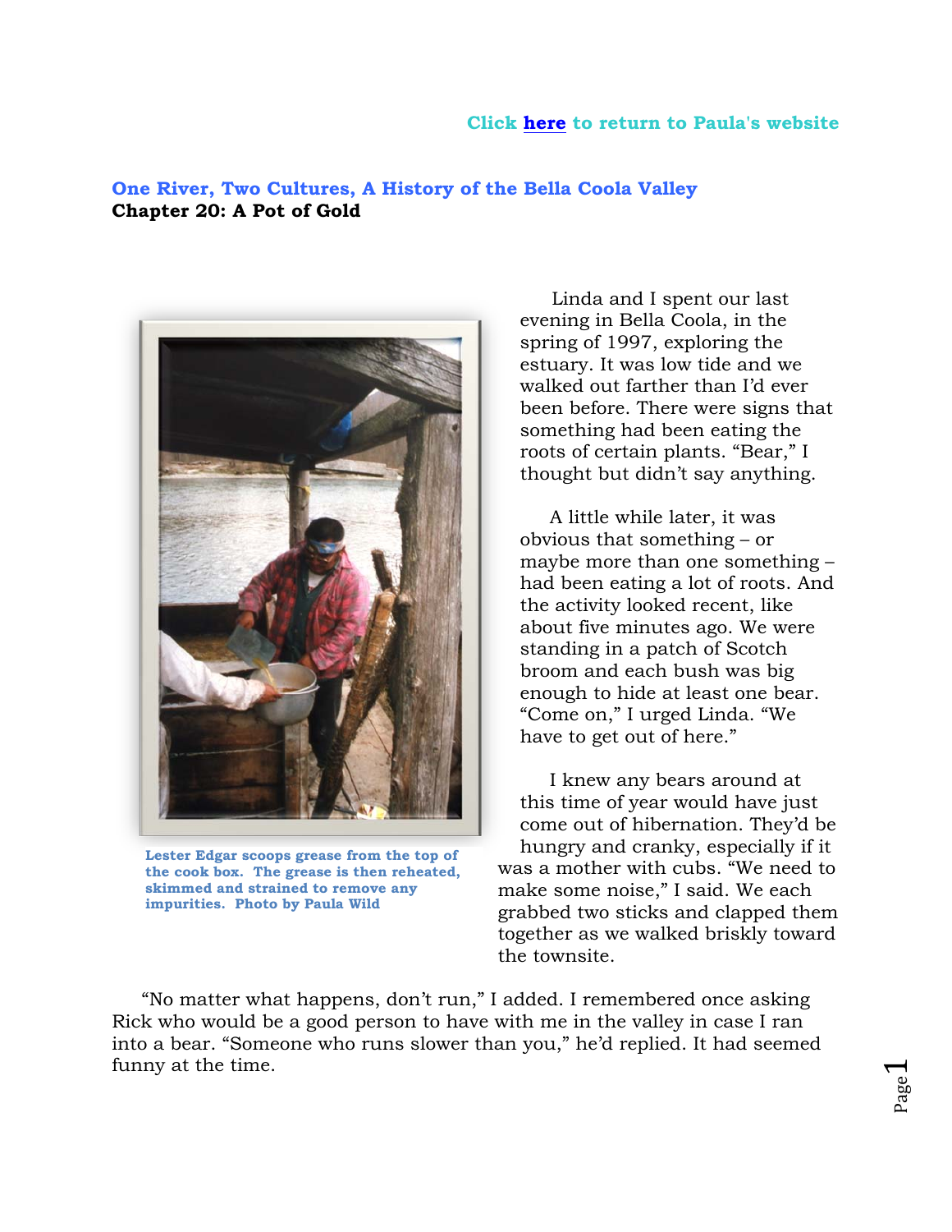Click here to return to Paula's website

# One River, Two Cultures, A History of the Bella Coola Valley

## Chapter 20: A Pot of Gold

Lester Edgar scoops grease from the top of the cook box. The grease is then reheated, skimmed and strained to remove any impurities. Photo by Paula Wild

Linda and I spent our last evening in Bella Coola, in the spring of 1997, exploring the estuary. It was low tide and we walked out farther than I'd ever been before. There were signs that something had been eating the roots of certain plants. "Bear," I thought but didn't say anything.

A little while later, it was obvious that something – or maybe more than one something – had been eating a lot of roots. And the activity looked recent, like about five minutes ago. We were standing in a patch of Scotch broom and each bush was big enough to hide at least one bear. "Come on," I urged Linda. "We have to get out of here."

I knew any bears around at this time of year would have just come out of hibernation. They'd be hungry and cranky, especially if it was a mother with cubs. "We need to make some noise," I said. We each grabbed two sticks and clapped them together as we walked briskly toward the townsite.

"No matter what happens, don't run," I added. I remembered once asking Rick who would be a good person to have with me in the valley in case I ran into a bear. "Someone who runs slower than you," he'd replied. It had seemed funny at the time.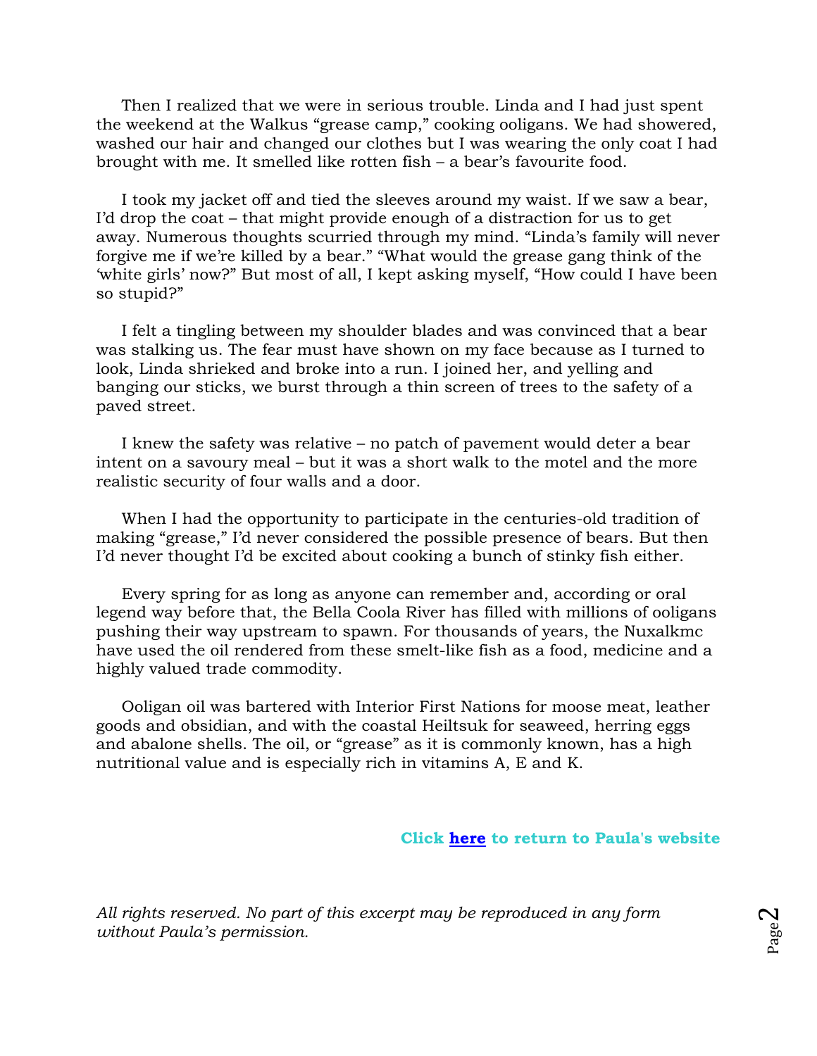Then I realized that we were in serious trouble. Linda and I had just spent the weekend at the Walkus "grease camp," cooking ooligans. We had showered, washed our hair and changed our clothes but I was wearing the only coat I had brought with me. It smelled like rotten fish – a bear's favourite food.

I took my jacket off and tied the sleeves around my waist. If we saw a bear, I'd drop the coat – that might provide enough of a distraction for us to get away. Numerous thoughts scurried through my mind. "Linda's family will never forgive me if we're killed by a bear." "What would the grease gang think of the 'white girls' now?" But most of all, I kept asking myself, "How could I have been so stupid?"

I felt a tingling between my shoulder blades and was convinced that a bear was stalking us. The fear must have shown on my face because as I turned to look, Linda shrieked and broke into a run. I joined her, and yelling and banging our sticks, we burst through a thin screen of trees to the safety of a paved street.

I knew the safety was relative – no patch of pavement would deter a bear intent on a savoury meal – but it was a short walk to the motel and the more realistic security of four walls and a door.

When I had the opportunity to participate in the centuries-old tradition of making "grease," I'd never considered the possible presence of bears. But then I'd never thought I'd be excited about cooking a bunch of stinky fish either.

Every spring for as long as anyone can remember and, according or oral legend way before that, the Bella Coola River has filled with millions of ooligans pushing their way upstream to spawn. For thousands of years, the Nuxalkmc have used the oil rendered from these smelt-like fish as a food, medicine and a highly valued trade commodity.

Ooligan oil was bartered with Interior First Nations for moose meat, leather goods and obsidian, and with the coastal Heiltsuk for seaweed, herring eggs and abalone shells. The oil, or "grease" as it is commonly known, has a high nutritional value and is especially rich in vitamins A, E and K.

**Click [here](#) to return to Paula's website**

*All rights reserved. No part of this excerpt may be reproduced in any form without Paula's permission.*